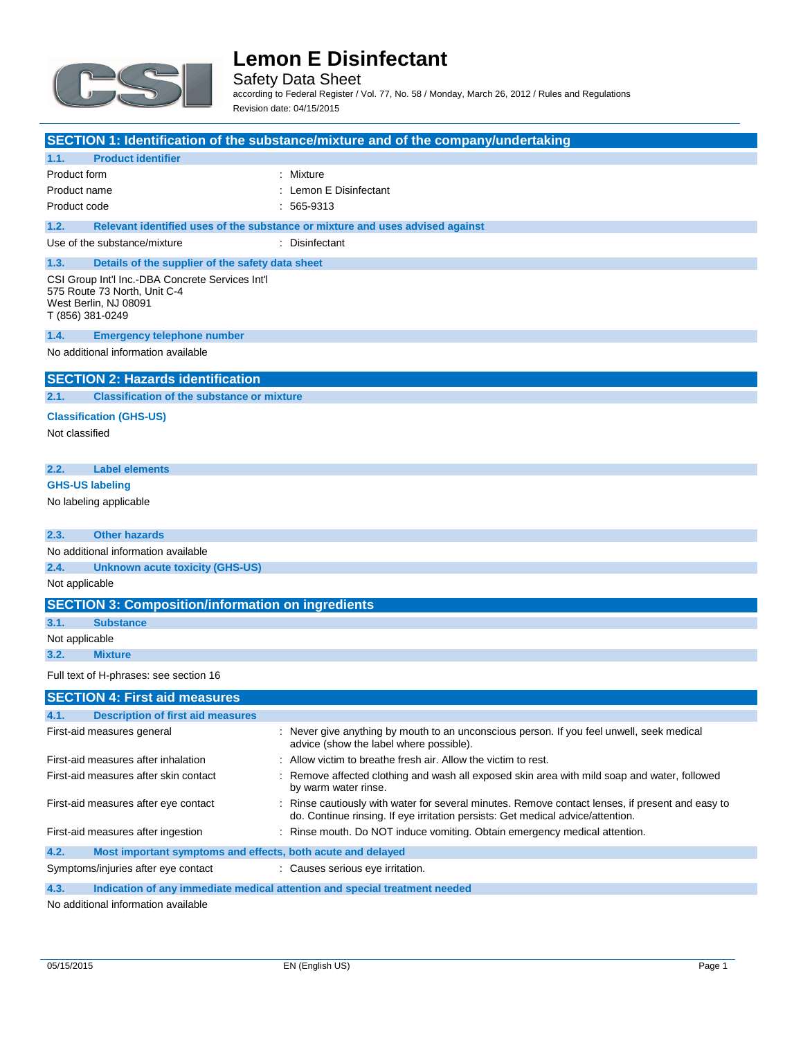# Lemon E Disinfectant

Safety Data Sheet

according to Federal Register / Vol. 77, No. 58 / Monday, March 26, 2012 / Rules and Regulations

Revision date: 04/15/2015

## SECTION 1: Identification of the substance/mixture and of the company/undertaking

### 1.1. Product identifier

| | | |
|---|---|---|
| Product form | : | Mixture |
| Product name | : | Lemon E Disinfectant |
| Product code | : | 565-9313 |

### 1.2. Relevant identified uses of the substance or mixture and uses advised against

| | | |
|---|---|---|
| Use of the substance/mixture | : | Disinfectant |

### 1.3. Details of the supplier of the safety data sheet

CSI Group Int'l Inc.-DBA Concrete Services Int'l
575 Route 73 North, Unit C-4
West Berlin, NJ 08091
T (856) 381-0249

### 1.4. Emergency telephone number

No additional information available

## SECTION 2: Hazards identification

### 2.1. Classification of the substance or mixture

**Classification (GHS-US)**

Not classified

### 2.2. Label elements

**GHS-US labeling**

No labeling applicable

### 2.3. Other hazards

No additional information available

### 2.4. Unknown acute toxicity (GHS-US)

Not applicable

## SECTION 3: Composition/information on ingredients

### 3.1. Substance

Not applicable

### 3.2. Mixture

Full text of H-phrases: see section 16

## SECTION 4: First aid measures

### 4.1. Description of first aid measures

| | | |
|---|---|---|
| First-aid measures general | : | Never give anything by mouth to an unconscious person. If you feel unwell, seek medical advice (show the label where possible). |
| First-aid measures after inhalation | : | Allow victim to breathe fresh air. Allow the victim to rest. |
| First-aid measures after skin contact | : | Remove affected clothing and wash all exposed skin area with mild soap and water, followed by warm water rinse. |
| First-aid measures after eye contact | : | Rinse cautiously with water for several minutes. Remove contact lenses, if present and easy to do. Continue rinsing. If eye irritation persists: Get medical advice/attention. |
| First-aid measures after ingestion | : | Rinse mouth. Do NOT induce vomiting. Obtain emergency medical attention. |

### 4.2. Most important symptoms and effects, both acute and delayed

| | | |
|---|---|---|
| Symptoms/injuries after eye contact | : | Causes serious eye irritation. |

### 4.3. Indication of any immediate medical attention and special treatment needed

No additional information available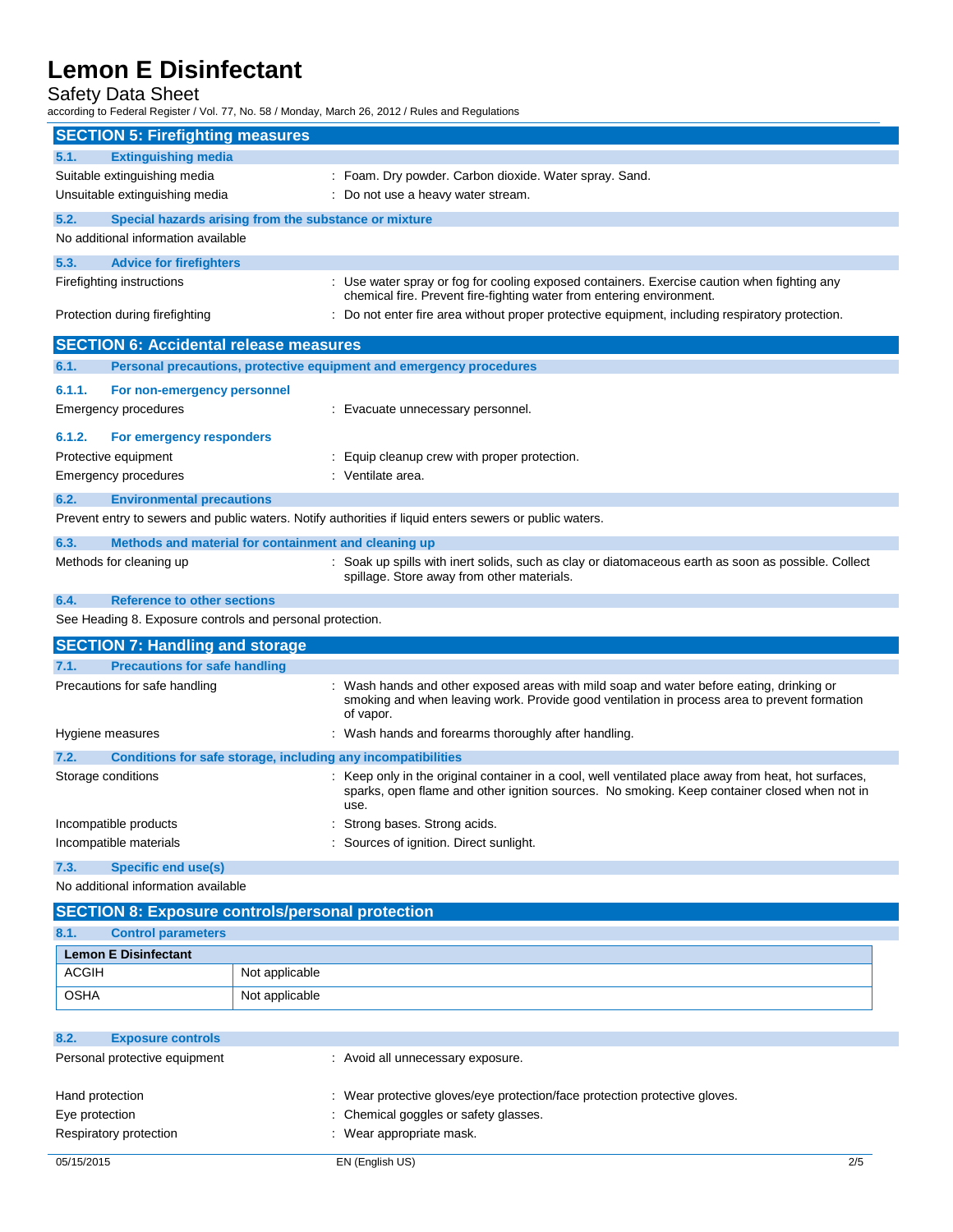## SECTION 5: Firefighting measures

### 5.1. Extinguishing media

Suitable extinguishing media : Foam. Dry powder. Carbon dioxide. Water spray. Sand.

Unsuitable extinguishing media : Do not use a heavy water stream.

### 5.2. Special hazards arising from the substance or mixture

No additional information available

### 5.3. Advice for firefighters

Firefighting instructions : Use water spray or fog for cooling exposed containers. Exercise caution when fighting any chemical fire. Prevent fire-fighting water from entering environment.

Protection during firefighting : Do not enter fire area without proper protective equipment, including respiratory protection.

## SECTION 6: Accidental release measures

### 6.1. Personal precautions, protective equipment and emergency procedures

#### 6.1.1. For non-emergency personnel

Emergency procedures : Evacuate unnecessary personnel.

#### 6.1.2. For emergency responders

Protective equipment : Equip cleanup crew with proper protection.

Emergency procedures : Ventilate area.

### 6.2. Environmental precautions

Prevent entry to sewers and public waters. Notify authorities if liquid enters sewers or public waters.

### 6.3. Methods and material for containment and cleaning up

Methods for cleaning up : Soak up spills with inert solids, such as clay or diatomaceous earth as soon as possible. Collect spillage. Store away from other materials.

### 6.4. Reference to other sections

See Heading 8. Exposure controls and personal protection.

## SECTION 7: Handling and storage

### 7.1. Precautions for safe handling

Precautions for safe handling : Wash hands and other exposed areas with mild soap and water before eating, drinking or smoking and when leaving work. Provide good ventilation in process area to prevent formation of vapor.

Hygiene measures : Wash hands and forearms thoroughly after handling.

### 7.2. Conditions for safe storage, including any incompatibilities

Storage conditions : Keep only in the original container in a cool, well ventilated place away from heat, hot surfaces, sparks, open flame and other ignition sources. No smoking. Keep container closed when not in use.

Incompatible products : Strong bases. Strong acids.

Incompatible materials : Sources of ignition. Direct sunlight.

### 7.3. Specific end use(s)

No additional information available

## SECTION 8: Exposure controls/personal protection

### 8.1. Control parameters

| Lemon E Disinfectant | |
|---|---|
| ACGIH | Not applicable |
| OSHA | Not applicable |

### 8.2. Exposure controls

Personal protective equipment : Avoid all unnecessary exposure.

Hand protection : Wear protective gloves/eye protection/face protection protective gloves.

Eye protection : Chemical goggles or safety glasses.

Respiratory protection : Wear appropriate mask.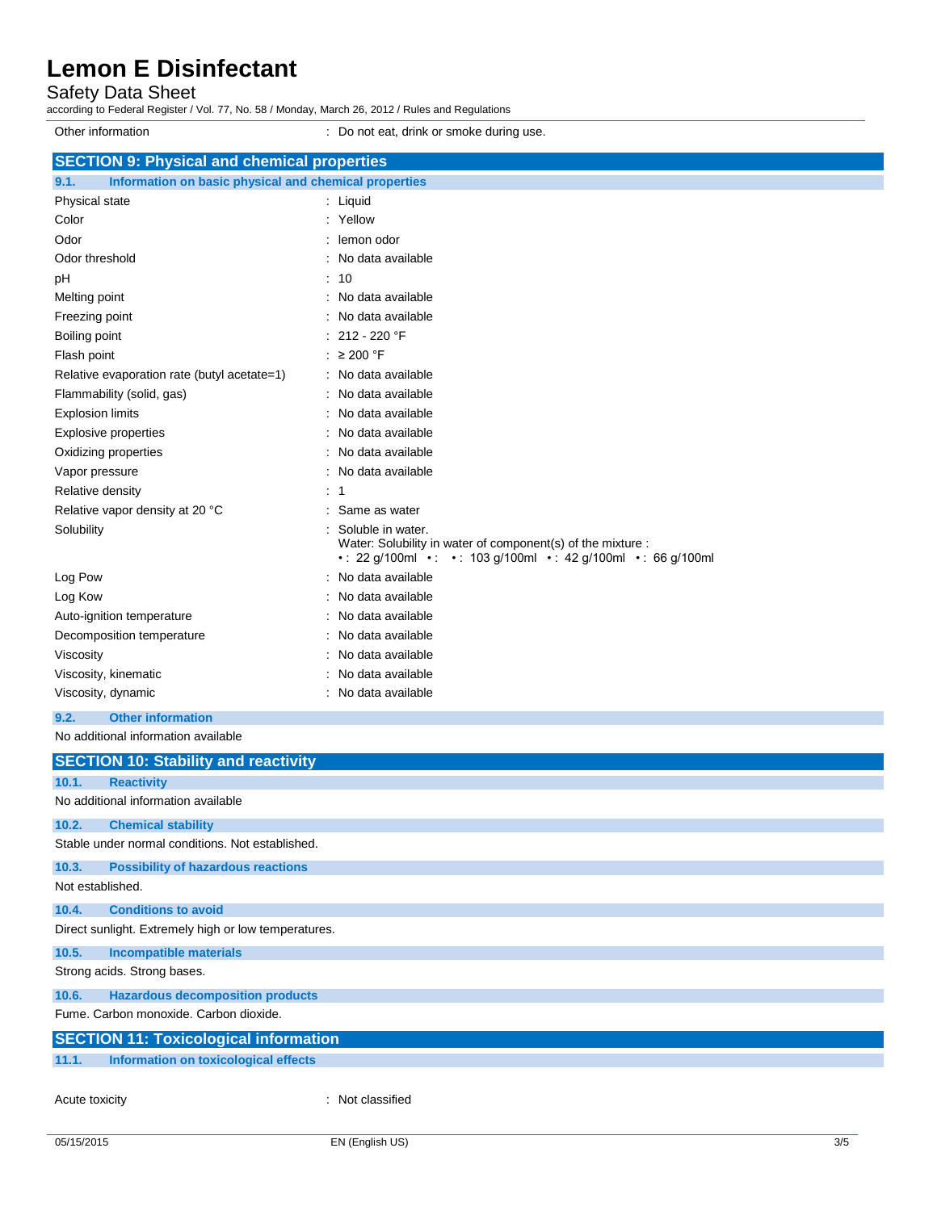| | |
|---|---|
| Other information | : Do not eat, drink or smoke during use. |

## SECTION 9: Physical and chemical properties

### 9.1. Information on basic physical and chemical properties

| | |
|---|---|
| Physical state | : Liquid |
| Color | : Yellow |
| Odor | : lemon odor |
| Odor threshold | : No data available |
| pH | : 10 |
| Melting point | : No data available |
| Freezing point | : No data available |
| Boiling point | : 212 - 220 °F |
| Flash point | : ≥ 200 °F |
| Relative evaporation rate (butyl acetate=1) | : No data available |
| Flammability (solid, gas) | : No data available |
| Explosion limits | : No data available |
| Explosive properties | : No data available |
| Oxidizing properties | : No data available |
| Vapor pressure | : No data available |
| Relative density | : 1 |
| Relative vapor density at 20 °C | : Same as water |
| Solubility | : Soluble in water. Water: Solubility in water of component(s) of the mixture : • : 22 g/100ml • : • : 103 g/100ml • : 42 g/100ml • : 66 g/100ml |
| Log Pow | : No data available |
| Log Kow | : No data available |
| Auto-ignition temperature | : No data available |
| Decomposition temperature | : No data available |
| Viscosity | : No data available |
| Viscosity, kinematic | : No data available |
| Viscosity, dynamic | : No data available |

### 9.2. Other information

No additional information available

## SECTION 10: Stability and reactivity

### 10.1. Reactivity

No additional information available

### 10.2. Chemical stability

Stable under normal conditions. Not established.

### 10.3. Possibility of hazardous reactions

Not established.

### 10.4. Conditions to avoid

Direct sunlight. Extremely high or low temperatures.

### 10.5. Incompatible materials

Strong acids. Strong bases.

### 10.6. Hazardous decomposition products

Fume. Carbon monoxide. Carbon dioxide.

## SECTION 11: Toxicological information

### 11.1. Information on toxicological effects

| | |
|---|---|
| Acute toxicity | : Not classified |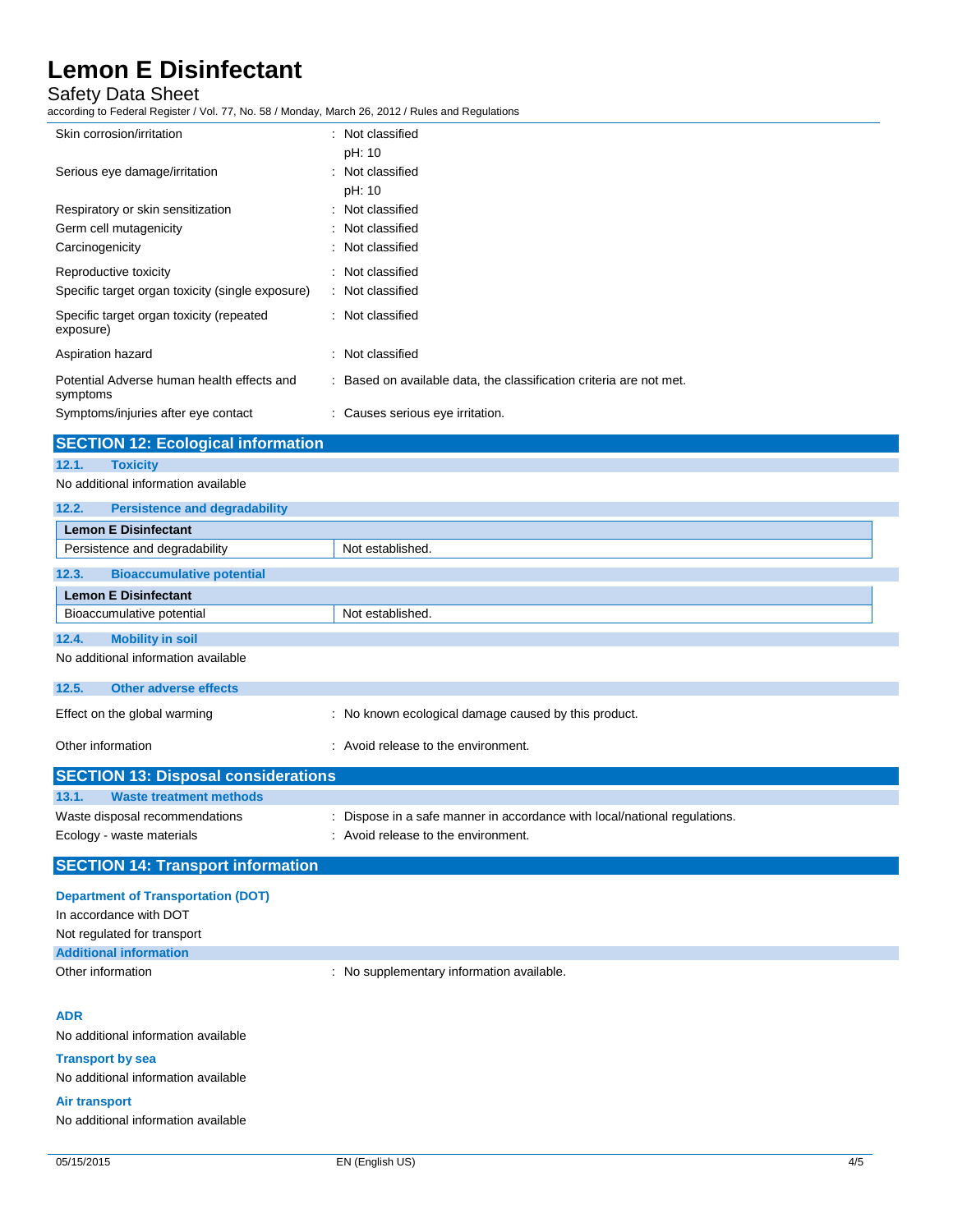| | |
|---|---|
| Skin corrosion/irritation | : Not classified<br>pH: 10 |
| Serious eye damage/irritation | : Not classified<br>pH: 10 |
| Respiratory or skin sensitization | : Not classified |
| Germ cell mutagenicity | : Not classified |
| Carcinogenicity | : Not classified |
| Reproductive toxicity | : Not classified |
| Specific target organ toxicity (single exposure) | : Not classified |
| Specific target organ toxicity (repeated exposure) | : Not classified |
| Aspiration hazard | : Not classified |
| Potential Adverse human health effects and symptoms | : Based on available data, the classification criteria are not met. |
| Symptoms/injuries after eye contact | : Causes serious eye irritation. |

## SECTION 12: Ecological information

### 12.1. Toxicity

No additional information available

### 12.2. Persistence and degradability

| Lemon E Disinfectant | |
|---|---|
| Persistence and degradability | Not established. |

### 12.3. Bioaccumulative potential

| Lemon E Disinfectant | |
|---|---|
| Bioaccumulative potential | Not established. |

### 12.4. Mobility in soil

No additional information available

### 12.5. Other adverse effects

| | |
|---|---|
| Effect on the global warming | : No known ecological damage caused by this product. |
| Other information | : Avoid release to the environment. |

## SECTION 13: Disposal considerations

### 13.1. Waste treatment methods

| | |
|---|---|
| Waste disposal recommendations | : Dispose in a safe manner in accordance with local/national regulations. |
| Ecology - waste materials | : Avoid release to the environment. |

## SECTION 14: Transport information

**Department of Transportation (DOT)**

In accordance with DOT

Not regulated for transport

**Additional information**

| | |
|---|---|
| Other information | : No supplementary information available. |

**ADR**

No additional information available

**Transport by sea**

No additional information available

**Air transport**

No additional information available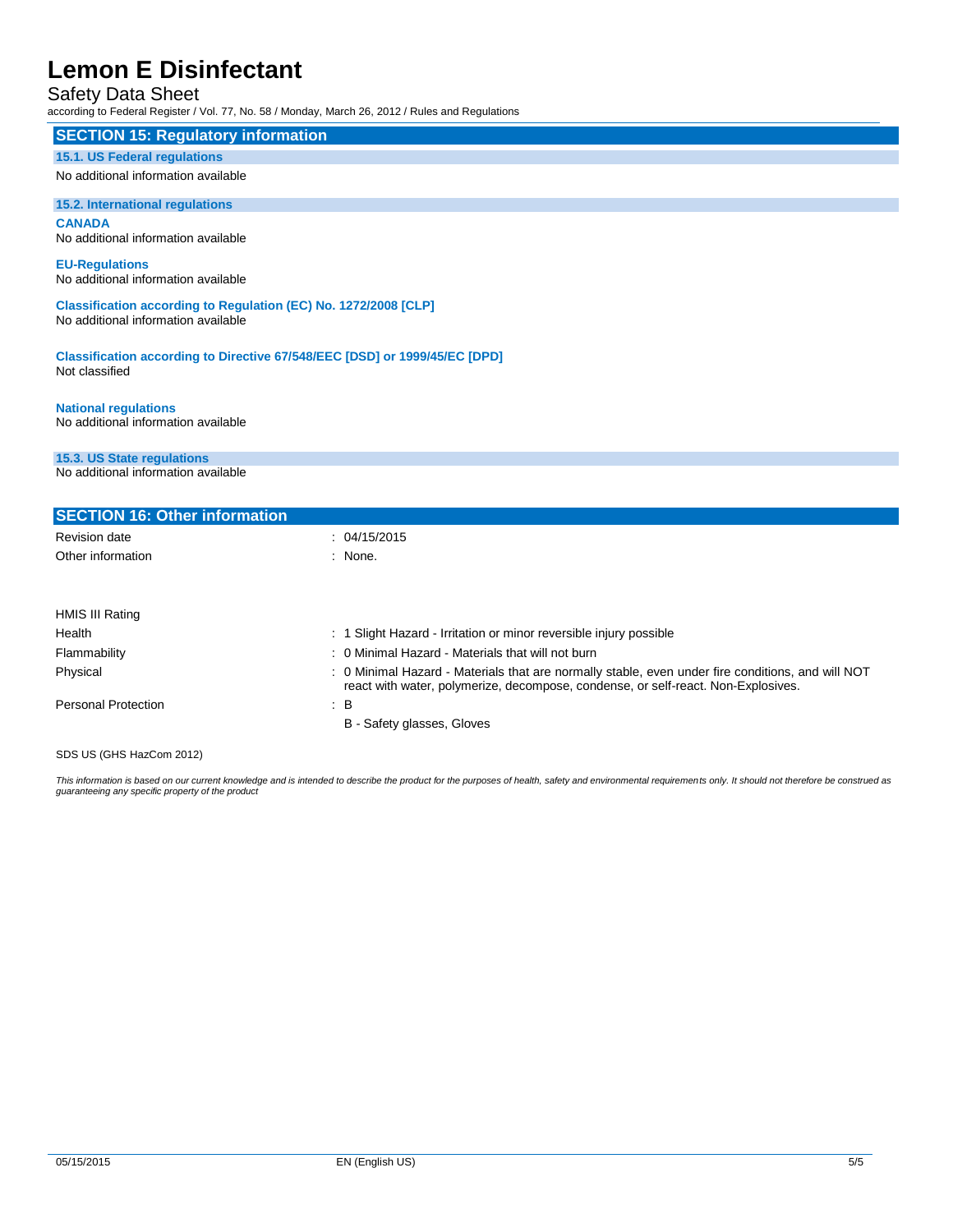## SECTION 15: Regulatory information

### 15.1. US Federal regulations

No additional information available

### 15.2. International regulations

**CANADA**

No additional information available

**EU-Regulations**

No additional information available

**Classification according to Regulation (EC) No. 1272/2008 [CLP]**

No additional information available

**Classification according to Directive 67/548/EEC [DSD] or 1999/45/EC [DPD]**

Not classified

**National regulations**

No additional information available

### 15.3. US State regulations

No additional information available

## SECTION 16: Other information

| | |
|---|---|
| Revision date | : 04/15/2015 |
| Other information | : None. |

| | |
|---|---|
| HMIS III Rating | |
| Health | : 1 Slight Hazard - Irritation or minor reversible injury possible |
| Flammability | : 0 Minimal Hazard - Materials that will not burn |
| Physical | : 0 Minimal Hazard - Materials that are normally stable, even under fire conditions, and will NOT react with water, polymerize, decompose, condense, or self-react. Non-Explosives. |
| Personal Protection | : B<br>B - Safety glasses, Gloves |

SDS US (GHS HazCom 2012)

*This information is based on our current knowledge and is intended to describe the product for the purposes of health, safety and environmental requirements only. It should not therefore be construed as guaranteeing any specific property of the product*